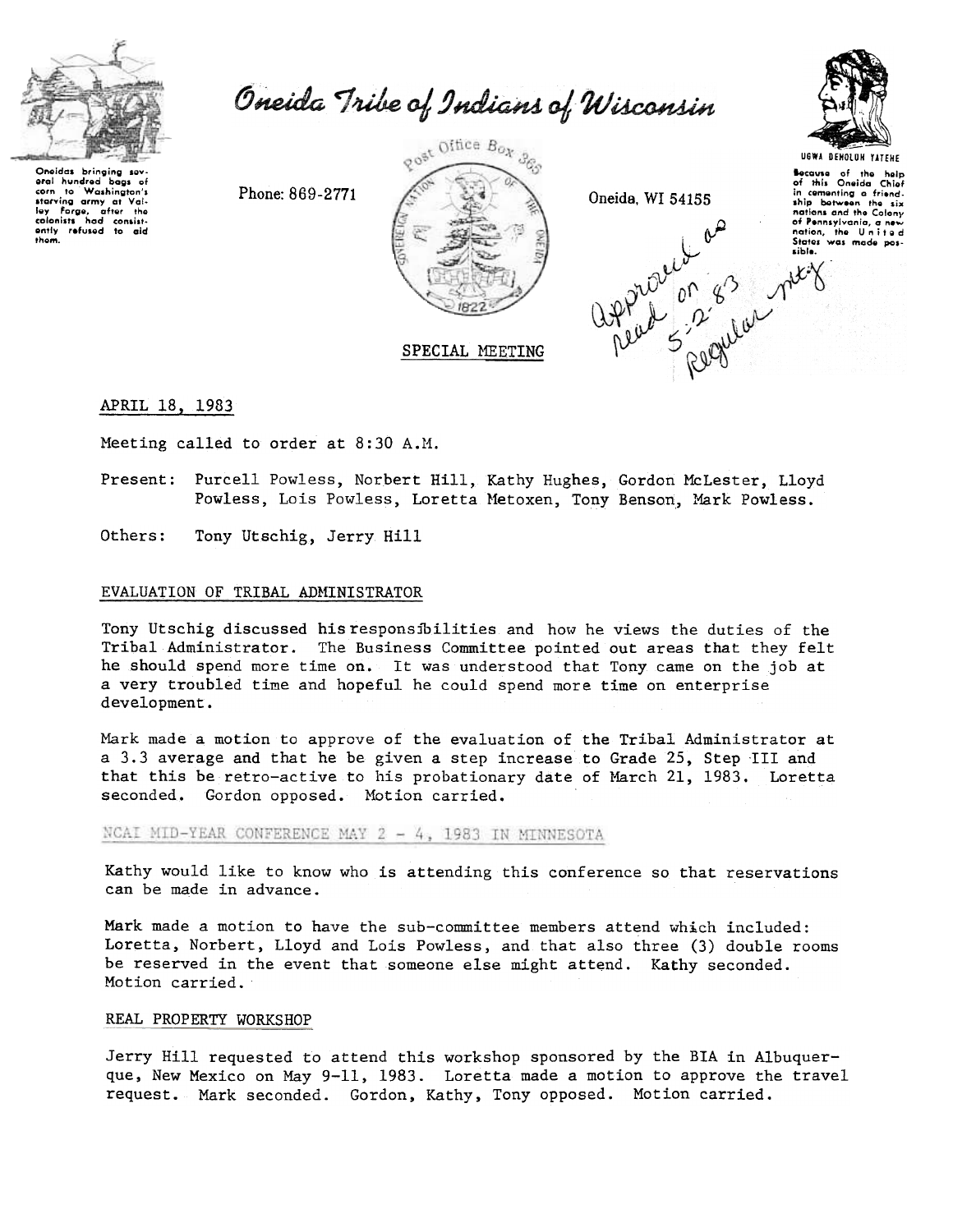# Oneida Tribe of Indians of Wisconsin

Oneidas bringing several hundred bags of corn to Washington's starving army at Valley Forge, after the colonists had consistently refused to aid them.

Phone: 869-2771

Post Office Box 365

Oneida, WI 54155

UGWA DEHOLUH YATEHE

Because of the help of this Oneida Chief in cementing a friendship between the six nations and the Colony of Pennsylvania, a new nation, the United States was made possible.

Approved as read on 5-2-83 Regular mtg

SPECIAL MEETING

APRIL 18, 1983

Meeting called to order at 8:30 A.M.

Present: Purcell Powless, Norbert Hill, Kathy Hughes, Gordon McLester, Lloyd Powless, Lois Powless, Loretta Metoxen, Tony Benson, Mark Powless.

Others: Tony Utschig, Jerry Hill

## EVALUATION OF TRIBAL ADMINISTRATOR

Tony Utschig discussed his responsibilities and how he views the duties of the Tribal Administrator. The Business Committee pointed out areas that they felt he should spend more time on. It was understood that Tony came on the job at a very troubled time and hopeful he could spend more time on enterprise development.

Mark made a motion to approve of the evaluation of the Tribal Administrator at a 3.3 average and that he be given a step increase to Grade 25, Step III and that this be retro-active to his probationary date of March 21, 1983. Loretta seconded. Gordon opposed. Motion carried.

## NCAI MID-YEAR CONFERENCE MAY 2 - 4, 1983 IN MINNESOTA

Kathy would like to know who is attending this conference so that reservations can be made in advance.

Mark made a motion to have the sub-committee members attend which included: Loretta, Norbert, Lloyd and Lois Powless, and that also three (3) double rooms be reserved in the event that someone else might attend. Kathy seconded. Motion carried.

## REAL PROPERTY WORKSHOP

Jerry Hill requested to attend this workshop sponsored by the BIA in Albuquerque, New Mexico on May 9-11, 1983. Loretta made a motion to approve the travel request. Mark seconded. Gordon, Kathy, Tony opposed. Motion carried.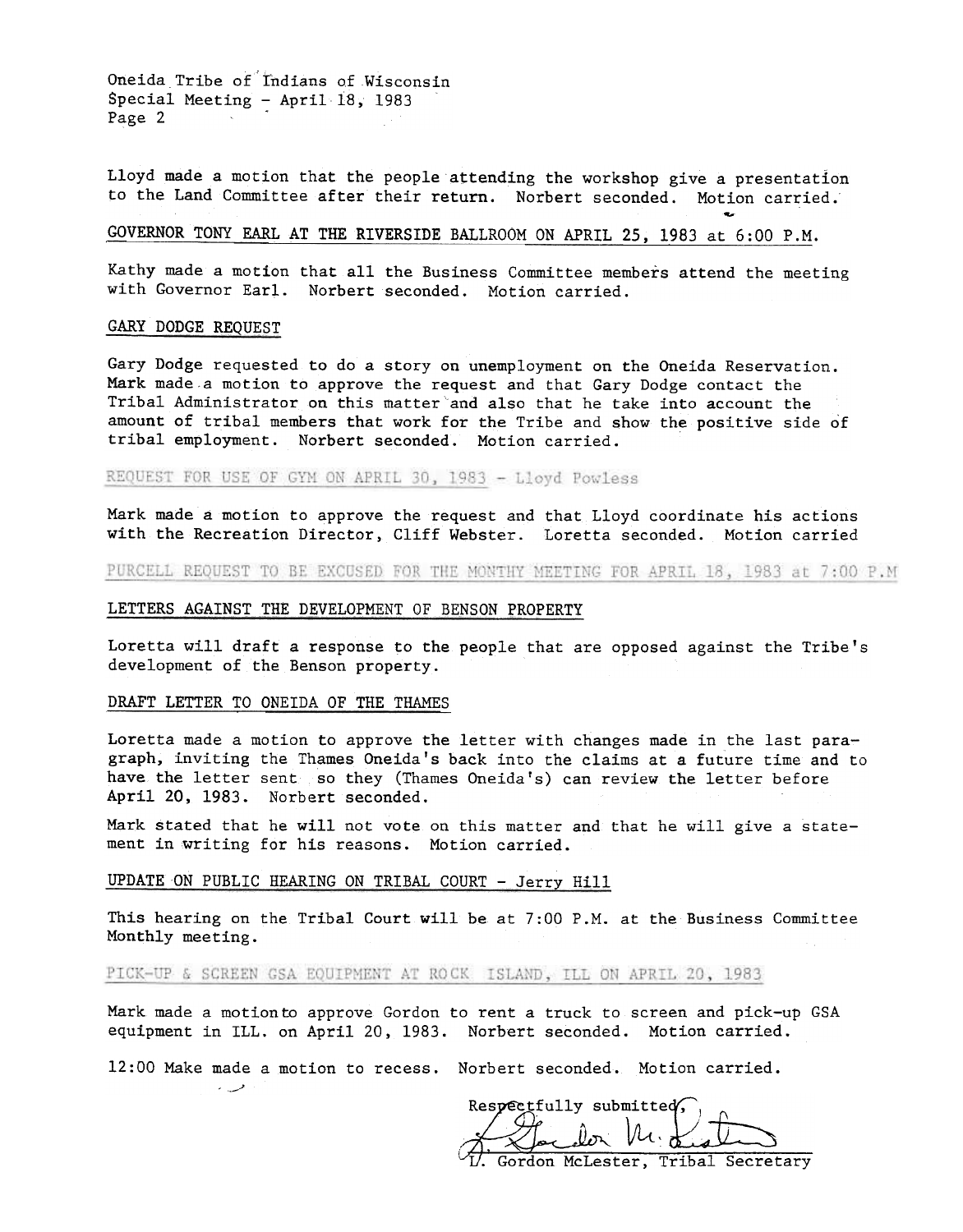Lloyd made a motion that the people attending the workshop give a presentation to the Land Committee after their return. Norbert seconded. Motion carried.

GOVERNOR TONY EARL AT THE RIVERSIDE BALLROOM ON APRIL 25, 1983 at 6:00 P.M.

Kathy made a motion that all the Business Committee members attend the meeting with Governor Earl. Norbert seconded. Motion carried.

GARY DODGE REQUEST

Gary Dodge requested to do a story on unemployment on the Oneida Reservation. Mark made a motion to approve the request and that Gary Dodge contact the Tribal Administrator on this matter and also that he take into account the amount of tribal members that work for the Tribe and show the positive side of tribal employment. Norbert seconded. Motion carried.

REQUEST FOR USE OF GYM ON APRIL 30, 1983 - Lloyd Powless

Mark made a motion to approve the request and that Lloyd coordinate his actions with the Recreation Director, Cliff Webster. Loretta seconded. Motion carried

PURCELL REQUEST TO BE EXCUSED FOR THE MONTHY MEETING FOR APRIL 18, 1983 at 7:00 P.M

LETTERS AGAINST THE DEVELOPMENT OF BENSON PROPERTY

Loretta will draft a response to the people that are opposed against the Tribe's development of the Benson property.

DRAFT LETTER TO ONEIDA OF THE THAMES

Loretta made a motion to approve the letter with changes made in the last paragraph, inviting the Thames Oneida's back into the claims at a future time and to have the letter sent so they (Thames Oneida's) can review the letter before April 20, 1983. Norbert seconded.

Mark stated that he will not vote on this matter and that he will give a statement in writing for his reasons. Motion carried.

UPDATE ON PUBLIC HEARING ON TRIBAL COURT - Jerry Hill

This hearing on the Tribal Court will be at 7:00 P.M. at the Business Committee Monthly meeting.

PICK-UP & SCREEN GSA EQUIPMENT AT ROCK ISLAND, ILL ON APRIL 20, 1983

Mark made a motionto approve Gordon to rent a truck to screen and pick-up GSA equipment in ILL. on April 20, 1983. Norbert seconded. Motion carried.

12:00 Make made a motion to recess. Norbert seconded. Motion carried.

Respectfully submitted,

L. Gordon McLester, Tribal Secretary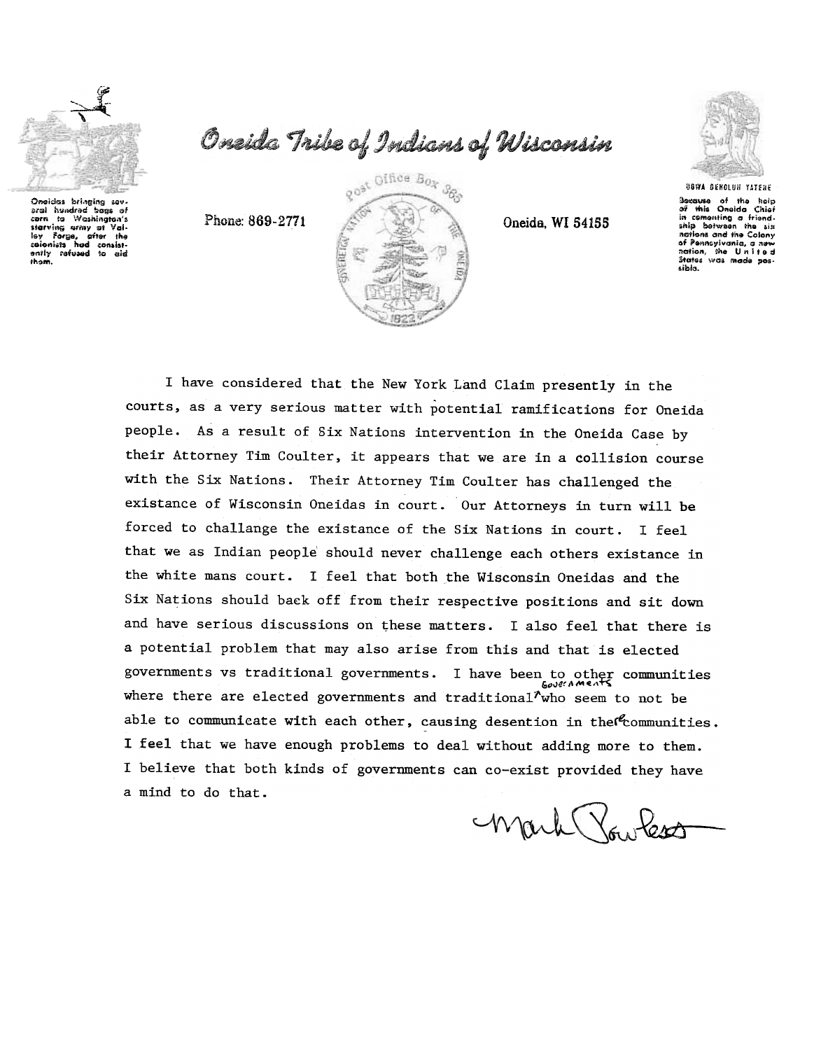# Oneida Tribe of Indians of Wisconsin

Oneidas bringing several hundred bags of corn to Washington's starving army at Valley Forge, after the colonists had consistently refused to aid them.

Phone: 869-2771

Post Office Box 365

SOVEREIGN NATION OF THE ONEIDA

1822

Oneida, WI 54155

UGWA DEHOLUH YATEHE

Because of the help of this Oneida Chief in cementing a friendship between the six nations and the Colony of Pennsylvania, a new nation, the United States was made possible.

I have considered that the New York Land Claim presently in the courts, as a very serious matter with potential ramifications for Oneida people. As a result of Six Nations intervention in the Oneida Case by their Attorney Tim Coulter, it appears that we are in a collision course with the Six Nations. Their Attorney Tim Coulter has challenged the existance of Wisconsin Oneidas in court. Our Attorneys in turn will be forced to challange the existance of the Six Nations in court. I feel that we as Indian people should never challenge each others existance in the white mans court. I feel that both the Wisconsin Oneidas and the Six Nations should back off from their respective positions and sit down and have serious discussions on these matters. I also feel that there is a potential problem that may also arise from this and that is elected governments vs traditional governments. I have been to other communities where there are elected governments and traditional governments who seem to not be able to communicate with each other, causing desention in there communities. I feel that we have enough problems to deal without adding more to them. I believe that both kinds of governments can co-exist provided they have a mind to do that.

Mark Powless